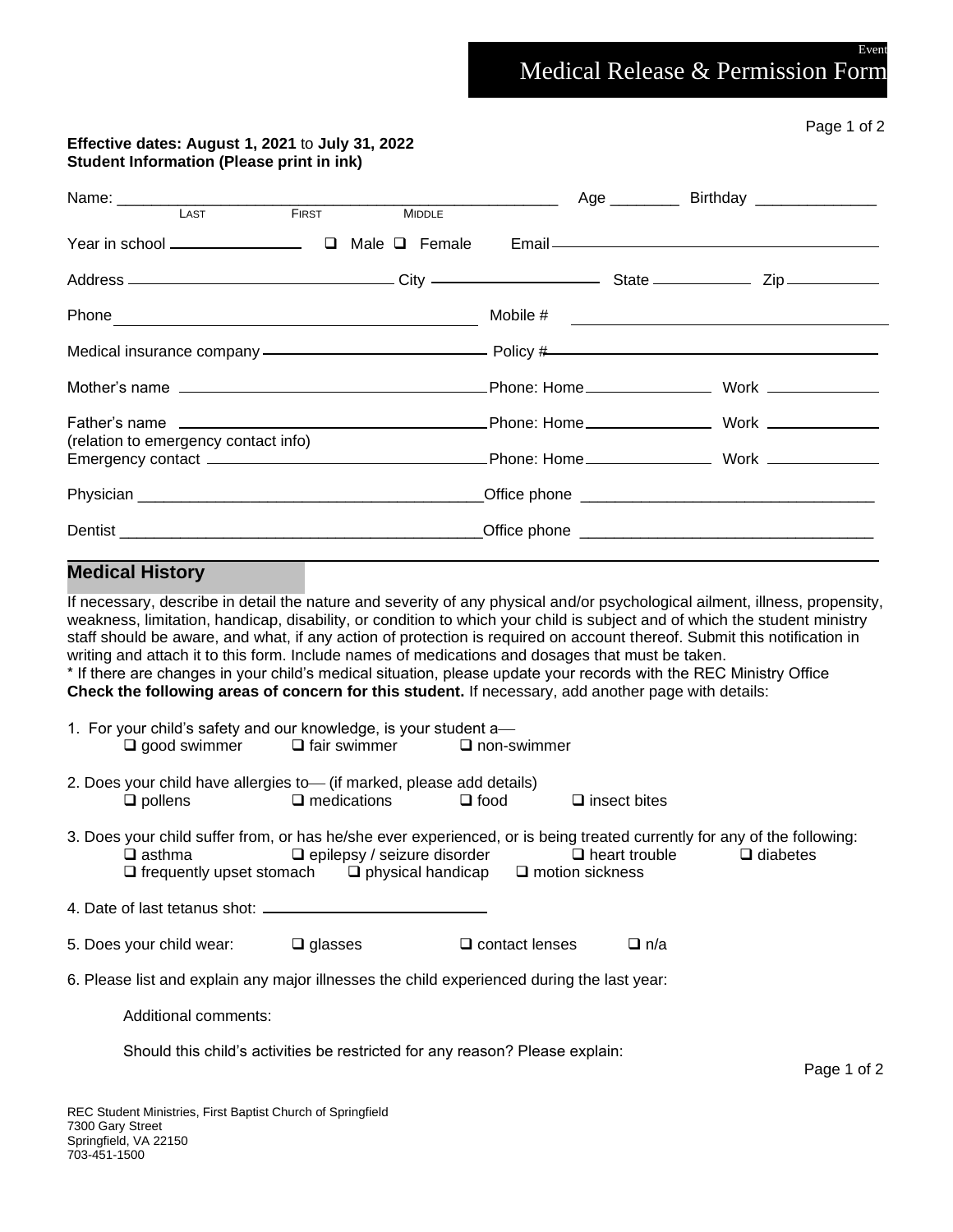Event

# Medical Release & Permission Form

**Effective dates: August 1, 2021** to **July 31, 2022**
**Student Information (Please print in ink)**

Name: ___________________________________________ Age ________ Birthday ______________
LAST FIRST MIDDLE

Year in school ______________ ❑ Male ❑ Female Email ________________________________

Address ____________________________ City ____________________ State ___________ Zip ___________

Phone ________________________________________ Mobile # ________________________________

Medical insurance company ________________________ Policy # ________________________________

Mother's name ________________________________ Phone: Home ______________ Work ____________

Father's name ________________________________ Phone: Home ______________ Work ____________

(relation to emergency contact info)
Emergency contact ____________________________ Phone: Home ______________ Work ____________

Physician ________________________________________ Office phone ________________________________

Dentist __________________________________________ Office phone ________________________________

## Medical History

If necessary, describe in detail the nature and severity of any physical and/or psychological ailment, illness, propensity, weakness, limitation, handicap, disability, or condition to which your child is subject and of which the student ministry staff should be aware, and what, if any action of protection is required on account thereof. Submit this notification in writing and attach it to this form. Include names of medications and dosages that must be taken.

* If there are changes in your child's medical situation, please update your records with the REC Ministry Office

**Check the following areas of concern for this student.** If necessary, add another page with details:

1. For your child's safety and our knowledge, is your student a—
   ❑ good swimmer ❑ fair swimmer ❑ non-swimmer

2. Does your child have allergies to— (if marked, please add details)
   ❑ pollens ❑ medications ❑ food ❑ insect bites

3. Does your child suffer from, or has he/she ever experienced, or is being treated currently for any of the following:
   ❑ asthma ❑ epilepsy / seizure disorder ❑ heart trouble ❑ diabetes
   ❑ frequently upset stomach ❑ physical handicap ❑ motion sickness

4. Date of last tetanus shot: ________________________

5. Does your child wear: ❑ glasses ❑ contact lenses ❑ n/a

6. Please list and explain any major illnesses the child experienced during the last year:

   Additional comments:

   Should this child's activities be restricted for any reason? Please explain:

REC Student Ministries, First Baptist Church of Springfield
7300 Gary Street
Springfield, VA 22150
703-451-1500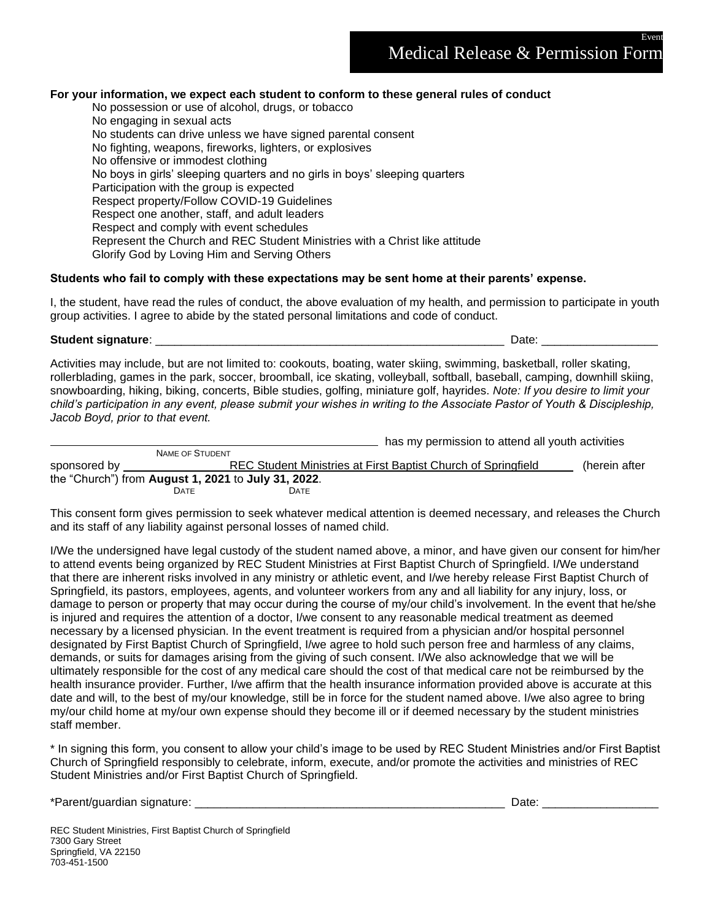# Medical Release & Permission Form

**For your information, we expect each student to conform to these general rules of conduct**

- No possession or use of alcohol, drugs, or tobacco
- No engaging in sexual acts
- No students can drive unless we have signed parental consent
- No fighting, weapons, fireworks, lighters, or explosives
- No offensive or immodest clothing
- No boys in girls' sleeping quarters and no girls in boys' sleeping quarters
- Participation with the group is expected
- Respect property/Follow COVID-19 Guidelines
- Respect one another, staff, and adult leaders
- Respect and comply with event schedules
- Represent the Church and REC Student Ministries with a Christ like attitude
- Glorify God by Loving Him and Serving Others

**Students who fail to comply with these expectations may be sent home at their parents' expense.**

I, the student, have read the rules of conduct, the above evaluation of my health, and permission to participate in youth group activities. I agree to abide by the stated personal limitations and code of conduct.

**Student signature**: ________________________________________________________ Date: __________________

Activities may include, but are not limited to: cookouts, boating, water skiing, swimming, basketball, roller skating, rollerblading, games in the park, soccer, broomball, ice skating, volleyball, softball, baseball, camping, downhill skiing, snowboarding, hiking, biking, concerts, Bible studies, golfing, miniature golf, hayrides. *Note: If you desire to limit your child's participation in any event, please submit your wishes in writing to the Associate Pastor of Youth & Discipleship, Jacob Boyd, prior to that event.*

______________________________________________ has my permission to attend all youth activities
NAME OF STUDENT

sponsored by REC Student Ministries at First Baptist Church of Springfield (herein after the "Church") from **August 1, 2021** to **July 31, 2022**.
DATE DATE

This consent form gives permission to seek whatever medical attention is deemed necessary, and releases the Church and its staff of any liability against personal losses of named child.

I/We the undersigned have legal custody of the student named above, a minor, and have given our consent for him/her to attend events being organized by REC Student Ministries at First Baptist Church of Springfield. I/We understand that there are inherent risks involved in any ministry or athletic event, and I/we hereby release First Baptist Church of Springfield, its pastors, employees, agents, and volunteer workers from any and all liability for any injury, loss, or damage to person or property that may occur during the course of my/our child's involvement. In the event that he/she is injured and requires the attention of a doctor, I/we consent to any reasonable medical treatment as deemed necessary by a licensed physician. In the event treatment is required from a physician and/or hospital personnel designated by First Baptist Church of Springfield, I/we agree to hold such person free and harmless of any claims, demands, or suits for damages arising from the giving of such consent. I/We also acknowledge that we will be ultimately responsible for the cost of any medical care should the cost of that medical care not be reimbursed by the health insurance provider. Further, I/we affirm that the health insurance information provided above is accurate at this date and will, to the best of my/our knowledge, still be in force for the student named above. I/we also agree to bring my/our child home at my/our own expense should they become ill or if deemed necessary by the student ministries staff member.

* In signing this form, you consent to allow your child's image to be used by REC Student Ministries and/or First Baptist Church of Springfield responsibly to celebrate, inform, execute, and/or promote the activities and ministries of REC Student Ministries and/or First Baptist Church of Springfield.

*Parent/guardian signature: __________________________________________________ Date: __________________

REC Student Ministries, First Baptist Church of Springfield
7300 Gary Street
Springfield, VA 22150
703-451-1500